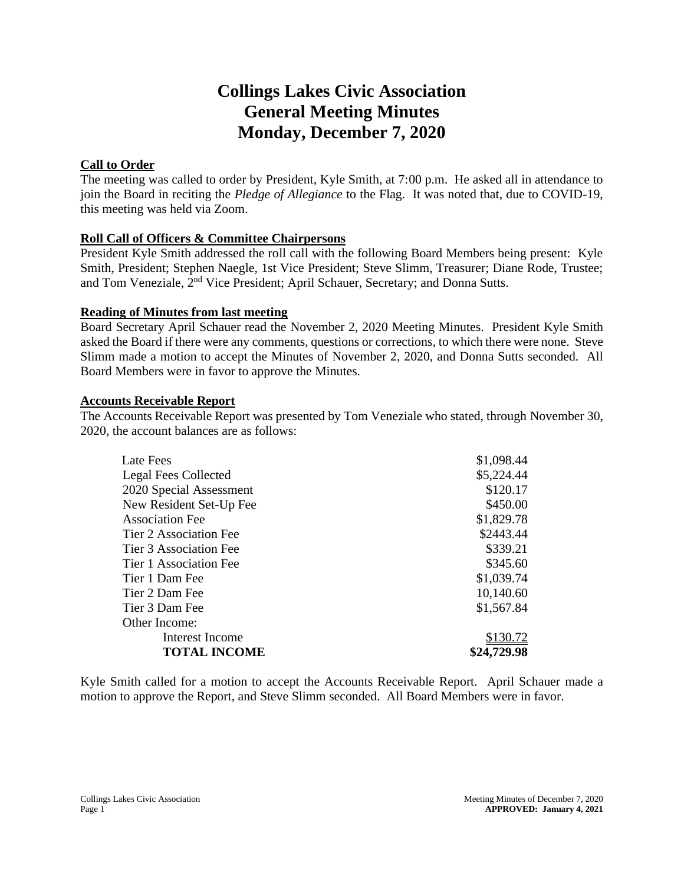# Collings Lakes Civic Association
# General Meeting Minutes
# Monday, December 7, 2020

**Call to Order**

The meeting was called to order by President, Kyle Smith, at 7:00 p.m. He asked all in attendance to join the Board in reciting the *Pledge of Allegiance* to the Flag. It was noted that, due to COVID-19, this meeting was held via Zoom.

**Roll Call of Officers & Committee Chairpersons**

President Kyle Smith addressed the roll call with the following Board Members being present: Kyle Smith, President; Stephen Naegle, 1st Vice President; Steve Slimm, Treasurer; Diane Rode, Trustee; and Tom Veneziale, 2nd Vice President; April Schauer, Secretary; and Donna Sutts.

**Reading of Minutes from last meeting**

Board Secretary April Schauer read the November 2, 2020 Meeting Minutes. President Kyle Smith asked the Board if there were any comments, questions or corrections, to which there were none. Steve Slimm made a motion to accept the Minutes of November 2, 2020, and Donna Sutts seconded. All Board Members were in favor to approve the Minutes.

**Accounts Receivable Report**

The Accounts Receivable Report was presented by Tom Veneziale who stated, through November 30, 2020, the account balances are as follows:

| | |
|---|---|
| Late Fees | $1,098.44 |
| Legal Fees Collected | $5,224.44 |
| 2020 Special Assessment | $120.17 |
| New Resident Set-Up Fee | $450.00 |
| Association Fee | $1,829.78 |
| Tier 2 Association Fee | $2443.44 |
| Tier 3 Association Fee | $339.21 |
| Tier 1 Association Fee | $345.60 |
| Tier 1 Dam Fee | $1,039.74 |
| Tier 2 Dam Fee | 10,140.60 |
| Tier 3 Dam Fee | $1,567.84 |
| Other Income: | |
| Interest Income | $130.72 |
| **TOTAL INCOME** | **$24,729.98** |

Kyle Smith called for a motion to accept the Accounts Receivable Report. April Schauer made a motion to approve the Report, and Steve Slimm seconded. All Board Members were in favor.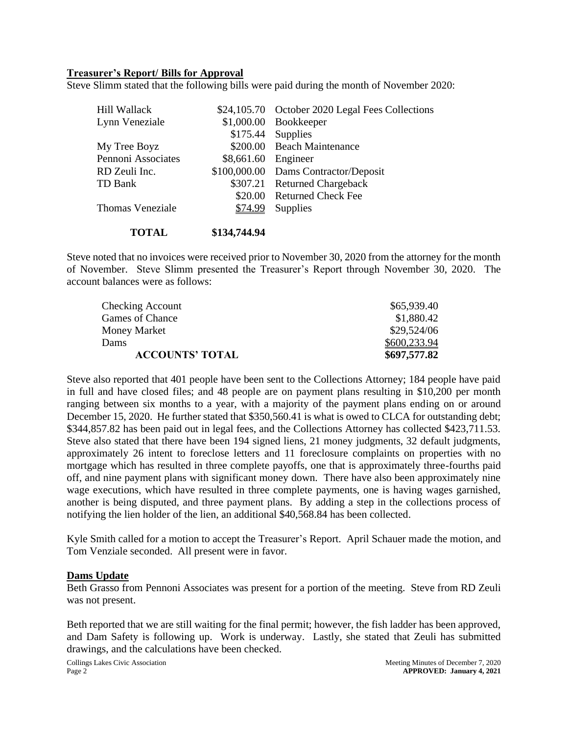**Treasurer's Report/ Bills for Approval**

Steve Slimm stated that the following bills were paid during the month of November 2020:

| | | |
|---|---|---|
| Hill Wallack | \$24,105.70 | October 2020 Legal Fees Collections |
| Lynn Veneziale | \$1,000.00 | Bookkeeper |
| | \$175.44 | Supplies |
| My Tree Boyz | \$200.00 | Beach Maintenance |
| Pennoni Associates | \$8,661.60 | Engineer |
| RD Zeuli Inc. | \$100,000.00 | Dams Contractor/Deposit |
| TD Bank | \$307.21 | Returned Chargeback |
| | \$20.00 | Returned Check Fee |
| Thomas Veneziale | \$74.99 | Supplies |
| **TOTAL** | **\$134,744.94** | |

Steve noted that no invoices were received prior to November 30, 2020 from the attorney for the month of November. Steve Slimm presented the Treasurer's Report through November 30, 2020. The account balances were as follows:

| | |
|---|---|
| Checking Account | \$65,939.40 |
| Games of Chance | \$1,880.42 |
| Money Market | \$29,524/06 |
| Dams | \$600,233.94 |
| **ACCOUNTS' TOTAL** | **\$697,577.82** |

Steve also reported that 401 people have been sent to the Collections Attorney; 184 people have paid in full and have closed files; and 48 people are on payment plans resulting in \$10,200 per month ranging between six months to a year, with a majority of the payment plans ending on or around December 15, 2020. He further stated that \$350,560.41 is what is owed to CLCA for outstanding debt; \$344,857.82 has been paid out in legal fees, and the Collections Attorney has collected \$423,711.53. Steve also stated that there have been 194 signed liens, 21 money judgments, 32 default judgments, approximately 26 intent to foreclose letters and 11 foreclosure complaints on properties with no mortgage which has resulted in three complete payoffs, one that is approximately three-fourths paid off, and nine payment plans with significant money down. There have also been approximately nine wage executions, which have resulted in three complete payments, one is having wages garnished, another is being disputed, and three payment plans. By adding a step in the collections process of notifying the lien holder of the lien, an additional \$40,568.84 has been collected.

Kyle Smith called for a motion to accept the Treasurer's Report. April Schauer made the motion, and Tom Venziale seconded. All present were in favor.

**Dams Update**

Beth Grasso from Pennoni Associates was present for a portion of the meeting. Steve from RD Zeuli was not present.

Beth reported that we are still waiting for the final permit; however, the fish ladder has been approved, and Dam Safety is following up. Work is underway. Lastly, she stated that Zeuli has submitted drawings, and the calculations have been checked.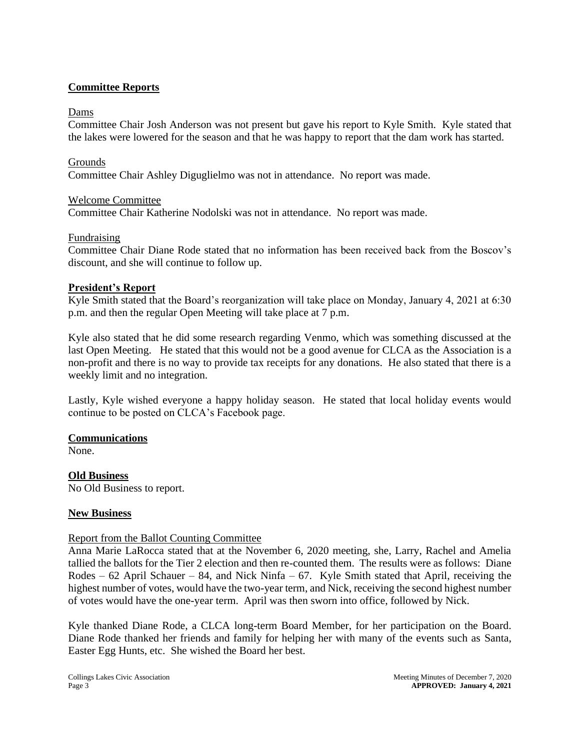## **Committee Reports**

Dams

Committee Chair Josh Anderson was not present but gave his report to Kyle Smith. Kyle stated that the lakes were lowered for the season and that he was happy to report that the dam work has started.

Grounds

Committee Chair Ashley Diguglielmo was not in attendance. No report was made.

Welcome Committee

Committee Chair Katherine Nodolski was not in attendance. No report was made.

Fundraising

Committee Chair Diane Rode stated that no information has been received back from the Boscov's discount, and she will continue to follow up.

## **President's Report**

Kyle Smith stated that the Board's reorganization will take place on Monday, January 4, 2021 at 6:30 p.m. and then the regular Open Meeting will take place at 7 p.m.

Kyle also stated that he did some research regarding Venmo, which was something discussed at the last Open Meeting. He stated that this would not be a good avenue for CLCA as the Association is a non-profit and there is no way to provide tax receipts for any donations. He also stated that there is a weekly limit and no integration.

Lastly, Kyle wished everyone a happy holiday season. He stated that local holiday events would continue to be posted on CLCA's Facebook page.

## **Communications**

None.

## **Old Business**

No Old Business to report.

## **New Business**

Report from the Ballot Counting Committee

Anna Marie LaRocca stated that at the November 6, 2020 meeting, she, Larry, Rachel and Amelia tallied the ballots for the Tier 2 election and then re-counted them. The results were as follows: Diane Rodes – 62 April Schauer – 84, and Nick Ninfa – 67. Kyle Smith stated that April, receiving the highest number of votes, would have the two-year term, and Nick, receiving the second highest number of votes would have the one-year term. April was then sworn into office, followed by Nick.

Kyle thanked Diane Rode, a CLCA long-term Board Member, for her participation on the Board. Diane Rode thanked her friends and family for helping her with many of the events such as Santa, Easter Egg Hunts, etc. She wished the Board her best.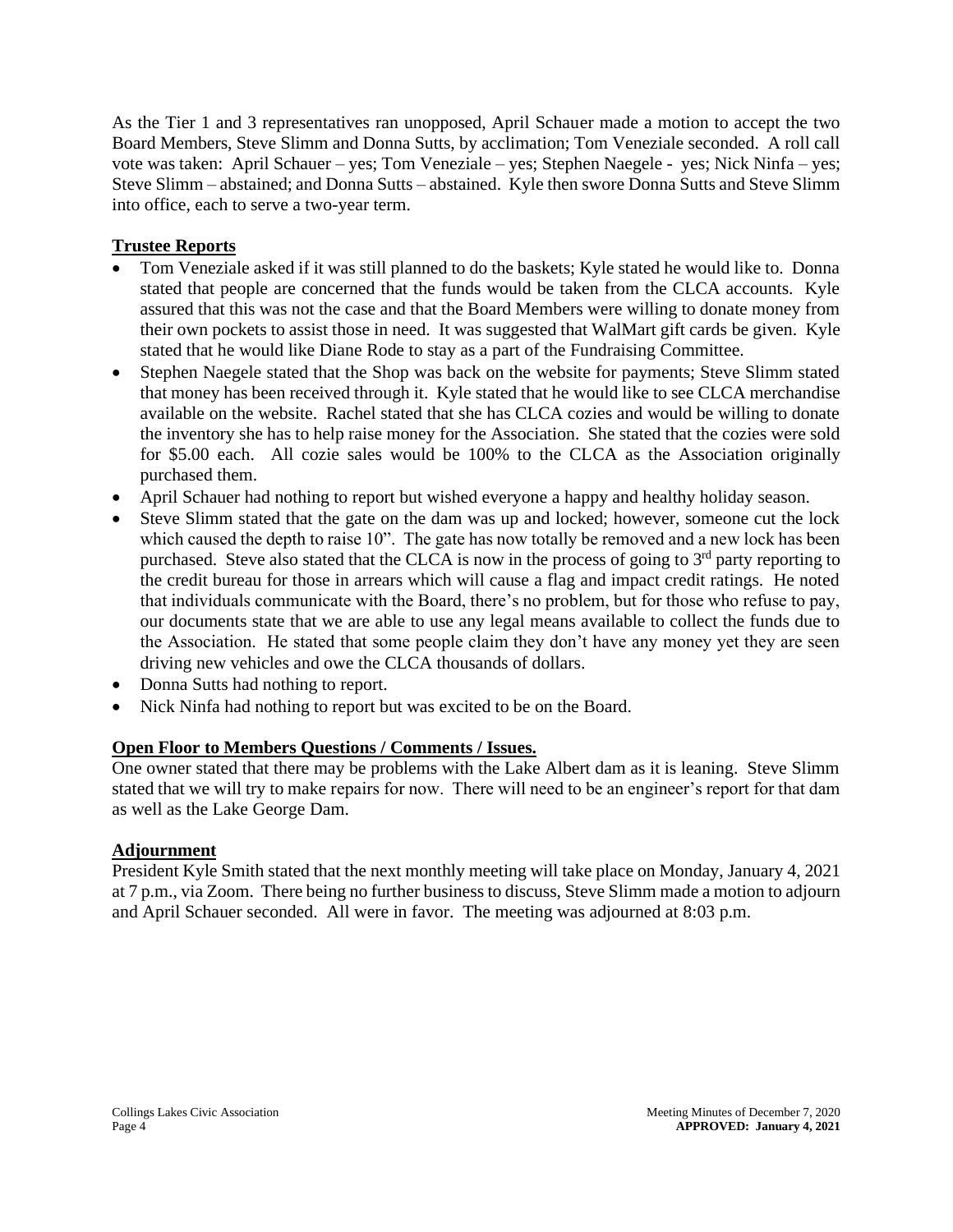As the Tier 1 and 3 representatives ran unopposed, April Schauer made a motion to accept the two Board Members, Steve Slimm and Donna Sutts, by acclimation; Tom Veneziale seconded. A roll call vote was taken: April Schauer – yes; Tom Veneziale – yes; Stephen Naegele - yes; Nick Ninfa – yes; Steve Slimm – abstained; and Donna Sutts – abstained. Kyle then swore Donna Sutts and Steve Slimm into office, each to serve a two-year term.

**Trustee Reports**

- Tom Veneziale asked if it was still planned to do the baskets; Kyle stated he would like to. Donna stated that people are concerned that the funds would be taken from the CLCA accounts. Kyle assured that this was not the case and that the Board Members were willing to donate money from their own pockets to assist those in need. It was suggested that WalMart gift cards be given. Kyle stated that he would like Diane Rode to stay as a part of the Fundraising Committee.
- Stephen Naegele stated that the Shop was back on the website for payments; Steve Slimm stated that money has been received through it. Kyle stated that he would like to see CLCA merchandise available on the website. Rachel stated that she has CLCA cozies and would be willing to donate the inventory she has to help raise money for the Association. She stated that the cozies were sold for $5.00 each. All cozie sales would be 100% to the CLCA as the Association originally purchased them.
- April Schauer had nothing to report but wished everyone a happy and healthy holiday season.
- Steve Slimm stated that the gate on the dam was up and locked; however, someone cut the lock which caused the depth to raise 10". The gate has now totally be removed and a new lock has been purchased. Steve also stated that the CLCA is now in the process of going to 3rd party reporting to the credit bureau for those in arrears which will cause a flag and impact credit ratings. He noted that individuals communicate with the Board, there's no problem, but for those who refuse to pay, our documents state that we are able to use any legal means available to collect the funds due to the Association. He stated that some people claim they don't have any money yet they are seen driving new vehicles and owe the CLCA thousands of dollars.
- Donna Sutts had nothing to report.
- Nick Ninfa had nothing to report but was excited to be on the Board.

**Open Floor to Members Questions / Comments / Issues.**

One owner stated that there may be problems with the Lake Albert dam as it is leaning. Steve Slimm stated that we will try to make repairs for now. There will need to be an engineer's report for that dam as well as the Lake George Dam.

**Adjournment**

President Kyle Smith stated that the next monthly meeting will take place on Monday, January 4, 2021 at 7 p.m., via Zoom. There being no further business to discuss, Steve Slimm made a motion to adjourn and April Schauer seconded. All were in favor. The meeting was adjourned at 8:03 p.m.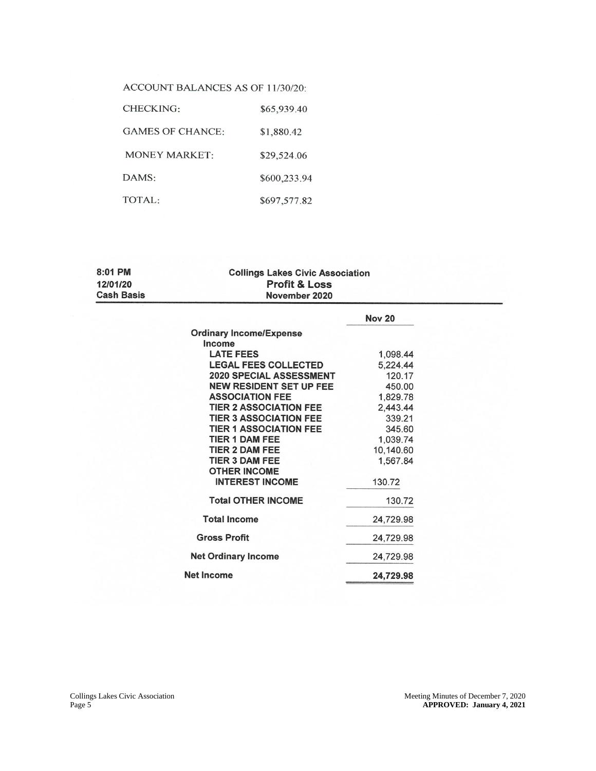ACCOUNT BALANCES AS OF 11/30/20:

| | |
|---|---|
| CHECKING: | $65,939.40 |
| GAMES OF CHANCE: | $1,880.42 |
| MONEY MARKET: | $29,524.06 |
| DAMS: | $600,233.94 |
| TOTAL: | $697,577.82 |

8:01 PM
12/01/20
Cash Basis

**Collings Lakes Civic Association**
**Profit & Loss**
**November 2020**

| | Nov 20 |
|---|---|
| **Ordinary Income/Expense** | |
| **Income** | |
| **LATE FEES** | 1,098.44 |
| **LEGAL FEES COLLECTED** | 5,224.44 |
| **2020 SPECIAL ASSESSMENT** | 120.17 |
| **NEW RESIDENT SET UP FEE** | 450.00 |
| **ASSOCIATION FEE** | 1,829.78 |
| **TIER 2 ASSOCIATION FEE** | 2,443.44 |
| **TIER 3 ASSOCIATION FEE** | 339.21 |
| **TIER 1 ASSOCIATION FEE** | 345.60 |
| **TIER 1 DAM FEE** | 1,039.74 |
| **TIER 2 DAM FEE** | 10,140.60 |
| **TIER 3 DAM FEE** | 1,567.84 |
| **OTHER INCOME** | |
| **INTEREST INCOME** | 130.72 |
| **Total OTHER INCOME** | 130.72 |
| **Total Income** | 24,729.98 |
| **Gross Profit** | 24,729.98 |
| **Net Ordinary Income** | 24,729.98 |
| **Net Income** | **24,729.98** |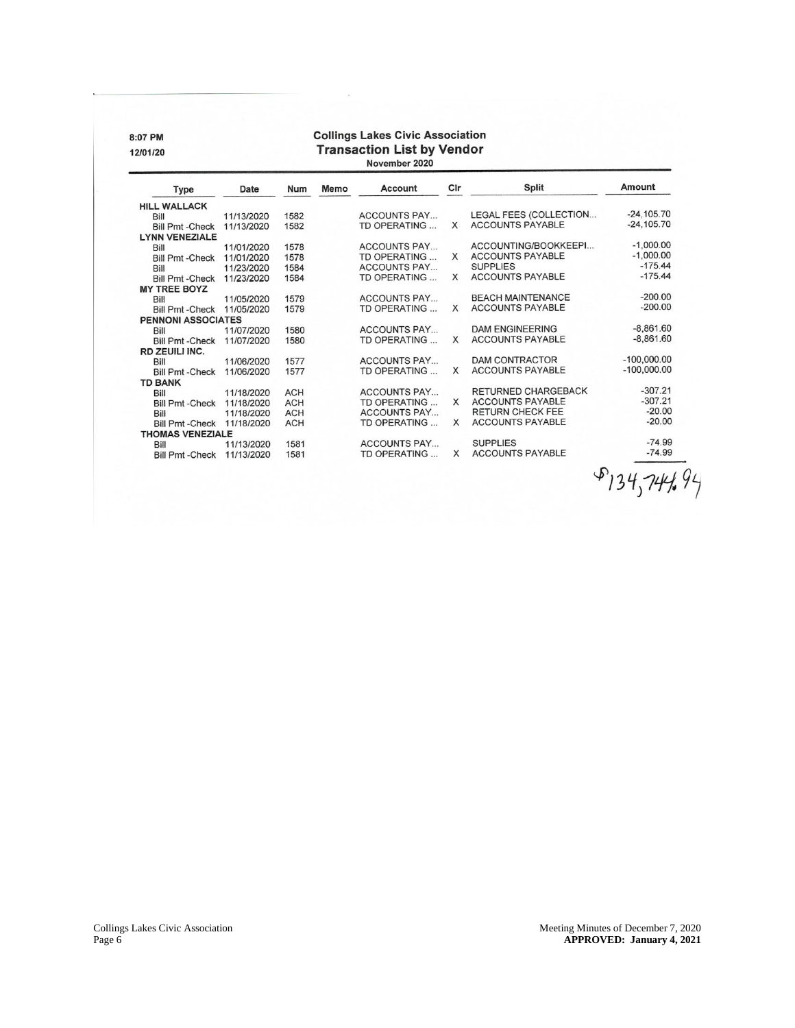8:07 PM

12/01/20

# Collings Lakes Civic Association
## Transaction List by Vendor
### November 2020

| Type | Date | Num | Memo | Account | Clr | Split | Amount |
|---|---|---|---|---|---|---|---|
| **HILL WALLACK** | | | | | | | |
| Bill | 11/13/2020 | 1582 | | ACCOUNTS PAY... | | LEGAL FEES (COLLECTION... | -24,105.70 |
| Bill Pmt -Check | 11/13/2020 | 1582 | | TD OPERATING ... | X | ACCOUNTS PAYABLE | -24,105.70 |
| **LYNN VENEZIALE** | | | | | | | |
| Bill | 11/01/2020 | 1578 | | ACCOUNTS PAY... | | ACCOUNTING/BOOKKEEPI... | -1,000.00 |
| Bill Pmt -Check | 11/01/2020 | 1578 | | TD OPERATING ... | X | ACCOUNTS PAYABLE | -1,000.00 |
| Bill | 11/23/2020 | 1584 | | ACCOUNTS PAY... | | SUPPLIES | -175.44 |
| Bill Pmt -Check | 11/23/2020 | 1584 | | TD OPERATING ... | X | ACCOUNTS PAYABLE | -175.44 |
| **MY TREE BOYZ** | | | | | | | |
| Bill | 11/05/2020 | 1579 | | ACCOUNTS PAY... | | BEACH MAINTENANCE | -200.00 |
| Bill Pmt -Check | 11/05/2020 | 1579 | | TD OPERATING ... | X | ACCOUNTS PAYABLE | -200.00 |
| **PENNONI ASSOCIATES** | | | | | | | |
| Bill | 11/07/2020 | 1580 | | ACCOUNTS PAY... | | DAM ENGINEERING | -8,861.60 |
| Bill Pmt -Check | 11/07/2020 | 1580 | | TD OPERATING ... | X | ACCOUNTS PAYABLE | -8,861.60 |
| **RD ZEUILI INC.** | | | | | | | |
| Bill | 11/06/2020 | 1577 | | ACCOUNTS PAY... | | DAM CONTRACTOR | -100,000.00 |
| Bill Pmt -Check | 11/06/2020 | 1577 | | TD OPERATING ... | X | ACCOUNTS PAYABLE | -100,000.00 |
| **TD BANK** | | | | | | | |
| Bill | 11/18/2020 | ACH | | ACCOUNTS PAY... | | RETURNED CHARGEBACK | -307.21 |
| Bill Pmt -Check | 11/18/2020 | ACH | | TD OPERATING ... | X | ACCOUNTS PAYABLE | -307.21 |
| Bill | 11/18/2020 | ACH | | ACCOUNTS PAY... | | RETURN CHECK FEE | -20.00 |
| Bill Pmt -Check | 11/18/2020 | ACH | | TD OPERATING ... | X | ACCOUNTS PAYABLE | -20.00 |
| **THOMAS VENEZIALE** | | | | | | | |
| Bill | 11/13/2020 | 1581 | | ACCOUNTS PAY... | | SUPPLIES | -74.99 |
| Bill Pmt -Check | 11/13/2020 | 1581 | | TD OPERATING ... | X | ACCOUNTS PAYABLE | -74.99 |

$134,744.94

Collings Lakes Civic Association

Meeting Minutes of December 7, 2020

**APPROVED: January 4, 2021**